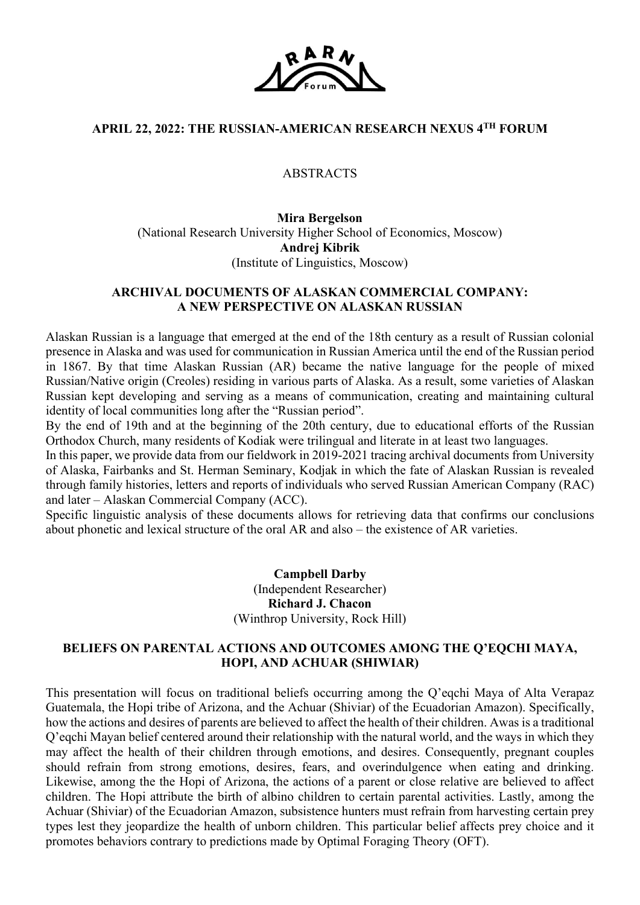# APRIL 22, 2022: THE RUSSIAN-AMERICAN RESEARCH NEXUS 4TH FORUM

ABSTRACTS

**Mira Bergelson**
(National Research University Higher School of Economics, Moscow)
**Andrej Kibrik**
(Institute of Linguistics, Moscow)

## ARCHIVAL DOCUMENTS OF ALASKAN COMMERCIAL COMPANY: A NEW PERSPECTIVE ON ALASKAN RUSSIAN

Alaskan Russian is a language that emerged at the end of the 18th century as a result of Russian colonial presence in Alaska and was used for communication in Russian America until the end of the Russian period in 1867. By that time Alaskan Russian (AR) became the native language for the people of mixed Russian/Native origin (Creoles) residing in various parts of Alaska. As a result, some varieties of Alaskan Russian kept developing and serving as a means of communication, creating and maintaining cultural identity of local communities long after the "Russian period".

By the end of 19th and at the beginning of the 20th century, due to educational efforts of the Russian Orthodox Church, many residents of Kodiak were trilingual and literate in at least two languages.

In this paper, we provide data from our fieldwork in 2019-2021 tracing archival documents from University of Alaska, Fairbanks and St. Herman Seminary, Kodjak in which the fate of Alaskan Russian is revealed through family histories, letters and reports of individuals who served Russian American Company (RAC) and later – Alaskan Commercial Company (ACC).

Specific linguistic analysis of these documents allows for retrieving data that confirms our conclusions about phonetic and lexical structure of the oral AR and also – the existence of AR varieties.

**Campbell Darby**
(Independent Researcher)
**Richard J. Chacon**
(Winthrop University, Rock Hill)

## BELIEFS ON PARENTAL ACTIONS AND OUTCOMES AMONG THE Q'EQCHI MAYA, HOPI, AND ACHUAR (SHIWIAR)

This presentation will focus on traditional beliefs occurring among the Q'eqchi Maya of Alta Verapaz Guatemala, the Hopi tribe of Arizona, and the Achuar (Shiviar) of the Ecuadorian Amazon). Specifically, how the actions and desires of parents are believed to affect the health of their children. Awas is a traditional Q'eqchi Mayan belief centered around their relationship with the natural world, and the ways in which they may affect the health of their children through emotions, and desires. Consequently, pregnant couples should refrain from strong emotions, desires, fears, and overindulgence when eating and drinking. Likewise, among the the Hopi of Arizona, the actions of a parent or close relative are believed to affect children. The Hopi attribute the birth of albino children to certain parental activities. Lastly, among the Achuar (Shiviar) of the Ecuadorian Amazon, subsistence hunters must refrain from harvesting certain prey types lest they jeopardize the health of unborn children. This particular belief affects prey choice and it promotes behaviors contrary to predictions made by Optimal Foraging Theory (OFT).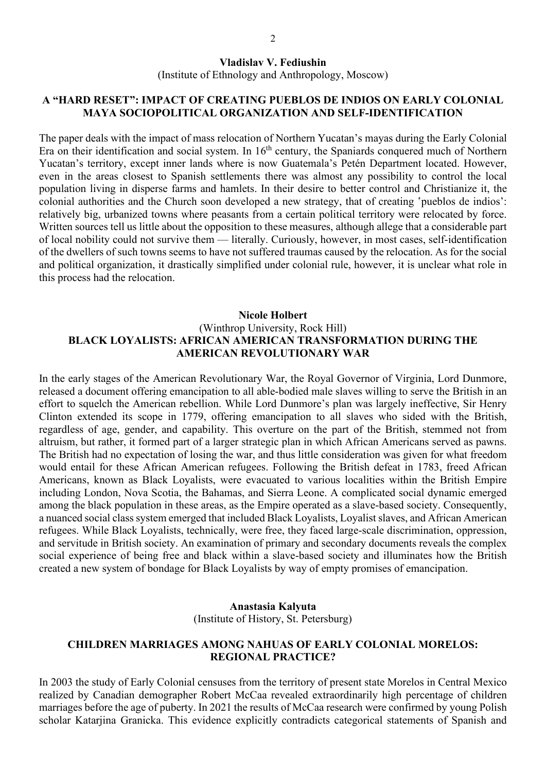**Vladislav V. Fediushin**
(Institute of Ethnology and Anthropology, Moscow)

## A "HARD RESET": IMPACT OF CREATING PUEBLOS DE INDIOS ON EARLY COLONIAL MAYA SOCIOPOLITICAL ORGANIZATION AND SELF-IDENTIFICATION

The paper deals with the impact of mass relocation of Northern Yucatan's mayas during the Early Colonial Era on their identification and social system. In 16th century, the Spaniards conquered much of Northern Yucatan's territory, except inner lands where is now Guatemala's Petén Department located. However, even in the areas closest to Spanish settlements there was almost any possibility to control the local population living in disperse farms and hamlets. In their desire to better control and Christianize it, the colonial authorities and the Church soon developed a new strategy, that of creating ʽpueblos de indios': relatively big, urbanized towns where peasants from a certain political territory were relocated by force. Written sources tell us little about the opposition to these measures, although allege that a considerable part of local nobility could not survive them — literally. Curiously, however, in most cases, self-identification of the dwellers of such towns seems to have not suffered traumas caused by the relocation. As for the social and political organization, it drastically simplified under colonial rule, however, it is unclear what role in this process had the relocation.

**Nicole Holbert**
(Winthrop University, Rock Hill)

## BLACK LOYALISTS: AFRICAN AMERICAN TRANSFORMATION DURING THE AMERICAN REVOLUTIONARY WAR

In the early stages of the American Revolutionary War, the Royal Governor of Virginia, Lord Dunmore, released a document offering emancipation to all able-bodied male slaves willing to serve the British in an effort to squelch the American rebellion. While Lord Dunmore's plan was largely ineffective, Sir Henry Clinton extended its scope in 1779, offering emancipation to all slaves who sided with the British, regardless of age, gender, and capability. This overture on the part of the British, stemmed not from altruism, but rather, it formed part of a larger strategic plan in which African Americans served as pawns. The British had no expectation of losing the war, and thus little consideration was given for what freedom would entail for these African American refugees. Following the British defeat in 1783, freed African Americans, known as Black Loyalists, were evacuated to various localities within the British Empire including London, Nova Scotia, the Bahamas, and Sierra Leone. A complicated social dynamic emerged among the black population in these areas, as the Empire operated as a slave-based society. Consequently, a nuanced social class system emerged that included Black Loyalists, Loyalist slaves, and African American refugees. While Black Loyalists, technically, were free, they faced large-scale discrimination, oppression, and servitude in British society. An examination of primary and secondary documents reveals the complex social experience of being free and black within a slave-based society and illuminates how the British created a new system of bondage for Black Loyalists by way of empty promises of emancipation.

**Anastasia Kalyuta**
(Institute of History, St. Petersburg)

## CHILDREN MARRIAGES AMONG NAHUAS OF EARLY COLONIAL MORELOS: REGIONAL PRACTICE?

In 2003 the study of Early Colonial censuses from the territory of present state Morelos in Central Mexico realized by Canadian demographer Robert McCaa revealed extraordinarily high percentage of children marriages before the age of puberty. In 2021 the results of McCaa research were confirmed by young Polish scholar Katarjina Granicka. This evidence explicitly contradicts categorical statements of Spanish and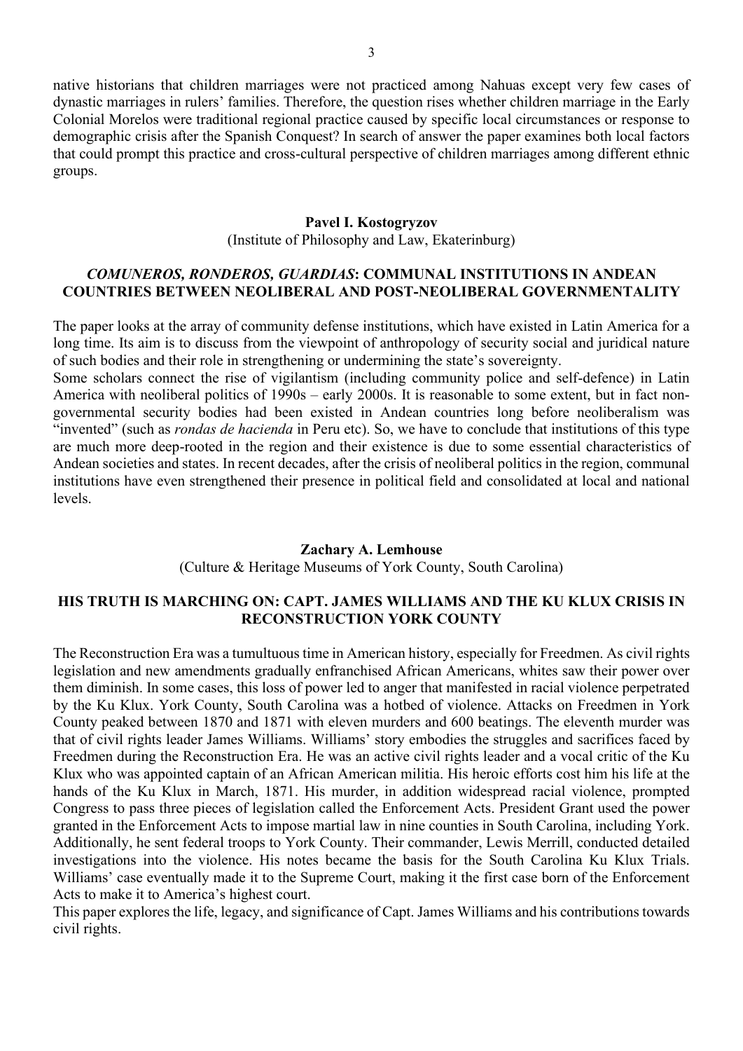native historians that children marriages were not practiced among Nahuas except very few cases of dynastic marriages in rulers' families. Therefore, the question rises whether children marriage in the Early Colonial Morelos were traditional regional practice caused by specific local circumstances or response to demographic crisis after the Spanish Conquest? In search of answer the paper examines both local factors that could prompt this practice and cross-cultural perspective of children marriages among different ethnic groups.

**Pavel I. Kostogryzov**

(Institute of Philosophy and Law, Ekaterinburg)

## *COMUNEROS, RONDEROS, GUARDIAS*: COMMUNAL INSTITUTIONS IN ANDEAN COUNTRIES BETWEEN NEOLIBERAL AND POST-NEOLIBERAL GOVERNMENTALITY

The paper looks at the array of community defense institutions, which have existed in Latin America for a long time. Its aim is to discuss from the viewpoint of anthropology of security social and juridical nature of such bodies and their role in strengthening or undermining the state's sovereignty.

Some scholars connect the rise of vigilantism (including community police and self-defence) in Latin America with neoliberal politics of 1990s – early 2000s. It is reasonable to some extent, but in fact non-governmental security bodies had been existed in Andean countries long before neoliberalism was "invented" (such as *rondas de hacienda* in Peru etc). So, we have to conclude that institutions of this type are much more deep-rooted in the region and their existence is due to some essential characteristics of Andean societies and states. In recent decades, after the crisis of neoliberal politics in the region, communal institutions have even strengthened their presence in political field and consolidated at local and national levels.

**Zachary A. Lemhouse**

(Culture & Heritage Museums of York County, South Carolina)

## HIS TRUTH IS MARCHING ON: CAPT. JAMES WILLIAMS AND THE KU KLUX CRISIS IN RECONSTRUCTION YORK COUNTY

The Reconstruction Era was a tumultuous time in American history, especially for Freedmen. As civil rights legislation and new amendments gradually enfranchised African Americans, whites saw their power over them diminish. In some cases, this loss of power led to anger that manifested in racial violence perpetrated by the Ku Klux. York County, South Carolina was a hotbed of violence. Attacks on Freedmen in York County peaked between 1870 and 1871 with eleven murders and 600 beatings. The eleventh murder was that of civil rights leader James Williams. Williams' story embodies the struggles and sacrifices faced by Freedmen during the Reconstruction Era. He was an active civil rights leader and a vocal critic of the Ku Klux who was appointed captain of an African American militia. His heroic efforts cost him his life at the hands of the Ku Klux in March, 1871. His murder, in addition widespread racial violence, prompted Congress to pass three pieces of legislation called the Enforcement Acts. President Grant used the power granted in the Enforcement Acts to impose martial law in nine counties in South Carolina, including York. Additionally, he sent federal troops to York County. Their commander, Lewis Merrill, conducted detailed investigations into the violence. His notes became the basis for the South Carolina Ku Klux Trials. Williams' case eventually made it to the Supreme Court, making it the first case born of the Enforcement Acts to make it to America's highest court.

This paper explores the life, legacy, and significance of Capt. James Williams and his contributions towards civil rights.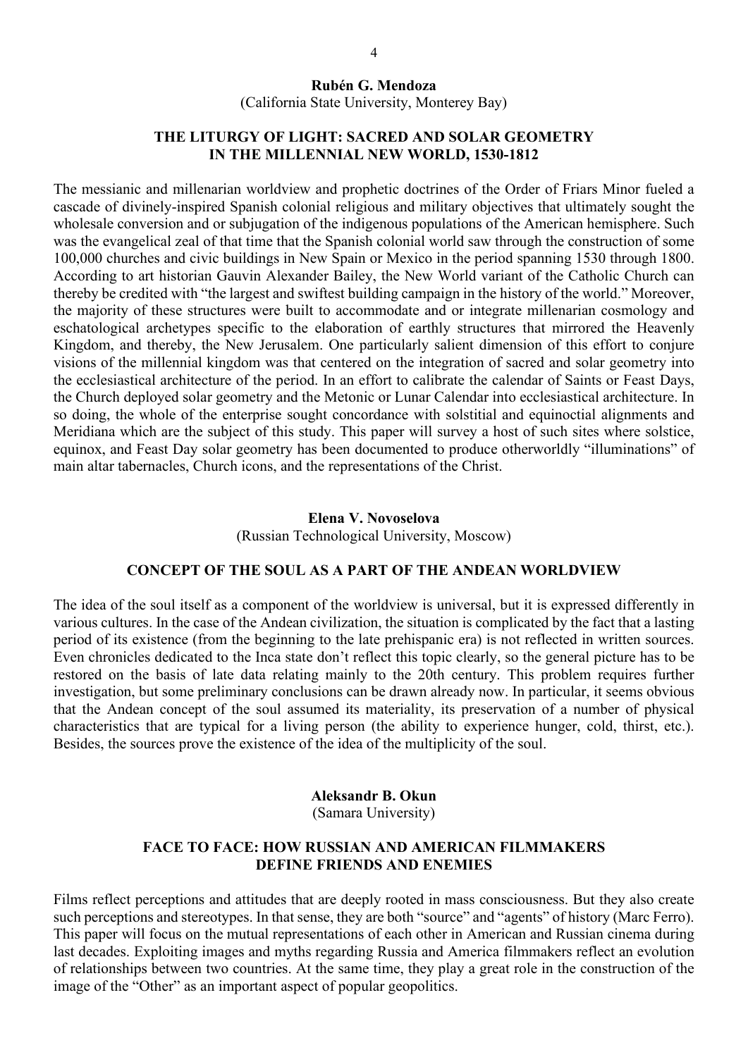**Rubén G. Mendoza**
(California State University, Monterey Bay)

### THE LITURGY OF LIGHT: SACRED AND SOLAR GEOMETRY IN THE MILLENNIAL NEW WORLD, 1530-1812

The messianic and millenarian worldview and prophetic doctrines of the Order of Friars Minor fueled a cascade of divinely-inspired Spanish colonial religious and military objectives that ultimately sought the wholesale conversion and or subjugation of the indigenous populations of the American hemisphere. Such was the evangelical zeal of that time that the Spanish colonial world saw through the construction of some 100,000 churches and civic buildings in New Spain or Mexico in the period spanning 1530 through 1800. According to art historian Gauvin Alexander Bailey, the New World variant of the Catholic Church can thereby be credited with "the largest and swiftest building campaign in the history of the world." Moreover, the majority of these structures were built to accommodate and or integrate millenarian cosmology and eschatological archetypes specific to the elaboration of earthly structures that mirrored the Heavenly Kingdom, and thereby, the New Jerusalem. One particularly salient dimension of this effort to conjure visions of the millennial kingdom was that centered on the integration of sacred and solar geometry into the ecclesiastical architecture of the period. In an effort to calibrate the calendar of Saints or Feast Days, the Church deployed solar geometry and the Metonic or Lunar Calendar into ecclesiastical architecture. In so doing, the whole of the enterprise sought concordance with solstitial and equinoctial alignments and Meridiana which are the subject of this study. This paper will survey a host of such sites where solstice, equinox, and Feast Day solar geometry has been documented to produce otherworldly "illuminations" of main altar tabernacles, Church icons, and the representations of the Christ.

**Elena V. Novoselova**
(Russian Technological University, Moscow)

### CONCEPT OF THE SOUL AS A PART OF THE ANDEAN WORLDVIEW

The idea of the soul itself as a component of the worldview is universal, but it is expressed differently in various cultures. In the case of the Andean civilization, the situation is complicated by the fact that a lasting period of its existence (from the beginning to the late prehispanic era) is not reflected in written sources. Even chronicles dedicated to the Inca state don't reflect this topic clearly, so the general picture has to be restored on the basis of late data relating mainly to the 20th century. This problem requires further investigation, but some preliminary conclusions can be drawn already now. In particular, it seems obvious that the Andean concept of the soul assumed its materiality, its preservation of a number of physical characteristics that are typical for a living person (the ability to experience hunger, cold, thirst, etc.). Besides, the sources prove the existence of the idea of the multiplicity of the soul.

**Aleksandr B. Okun**
(Samara University)

### FACE TO FACE: HOW RUSSIAN AND AMERICAN FILMMAKERS DEFINE FRIENDS AND ENEMIES

Films reflect perceptions and attitudes that are deeply rooted in mass consciousness. But they also create such perceptions and stereotypes. In that sense, they are both "source" and "agents" of history (Marc Ferro). This paper will focus on the mutual representations of each other in American and Russian cinema during last decades. Exploiting images and myths regarding Russia and America filmmakers reflect an evolution of relationships between two countries. At the same time, they play a great role in the construction of the image of the "Other" as an important aspect of popular geopolitics.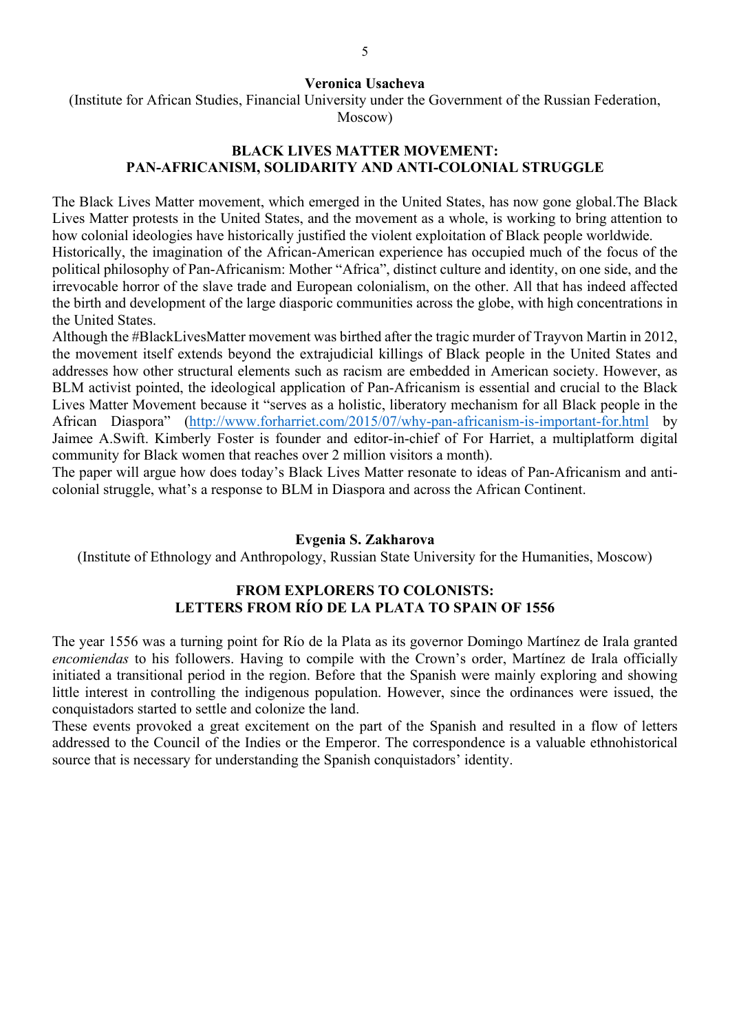**Veronica Usacheva**

(Institute for African Studies, Financial University under the Government of the Russian Federation, Moscow)

## BLACK LIVES MATTER MOVEMENT: PAN-AFRICANISM, SOLIDARITY AND ANTI-COLONIAL STRUGGLE

The Black Lives Matter movement, which emerged in the United States, has now gone global.The Black Lives Matter protests in the United States, and the movement as a whole, is working to bring attention to how colonial ideologies have historically justified the violent exploitation of Black people worldwide.

Historically, the imagination of the African-American experience has occupied much of the focus of the political philosophy of Pan-Africanism: Mother "Africa", distinct culture and identity, on one side, and the irrevocable horror of the slave trade and European colonialism, on the other. All that has indeed affected the birth and development of the large diasporic communities across the globe, with high concentrations in the United States.

Although the #BlackLivesMatter movement was birthed after the tragic murder of Trayvon Martin in 2012, the movement itself extends beyond the extrajudicial killings of Black people in the United States and addresses how other structural elements such as racism are embedded in American society. However, as BLM activist pointed, the ideological application of Pan-Africanism is essential and crucial to the Black Lives Matter Movement because it "serves as a holistic, liberatory mechanism for all Black people in the African Diaspora" (http://www.forharriet.com/2015/07/why-pan-africanism-is-important-for.html by Jaimee A.Swift. Kimberly Foster is founder and editor-in-chief of For Harriet, a multiplatform digital community for Black women that reaches over 2 million visitors a month).

The paper will argue how does today's Black Lives Matter resonate to ideas of Pan-Africanism and anti-colonial struggle, what's a response to BLM in Diaspora and across the African Continent.

**Evgenia S. Zakharova**

(Institute of Ethnology and Anthropology, Russian State University for the Humanities, Moscow)

## FROM EXPLORERS TO COLONISTS: LETTERS FROM RÍO DE LA PLATA TO SPAIN OF 1556

The year 1556 was a turning point for Río de la Plata as its governor Domingo Martínez de Irala granted *encomiendas* to his followers. Having to compile with the Crown's order, Martínez de Irala officially initiated a transitional period in the region. Before that the Spanish were mainly exploring and showing little interest in controlling the indigenous population. However, since the ordinances were issued, the conquistadors started to settle and colonize the land.

These events provoked a great excitement on the part of the Spanish and resulted in a flow of letters addressed to the Council of the Indies or the Emperor. The correspondence is a valuable ethnohistorical source that is necessary for understanding the Spanish conquistadors' identity.